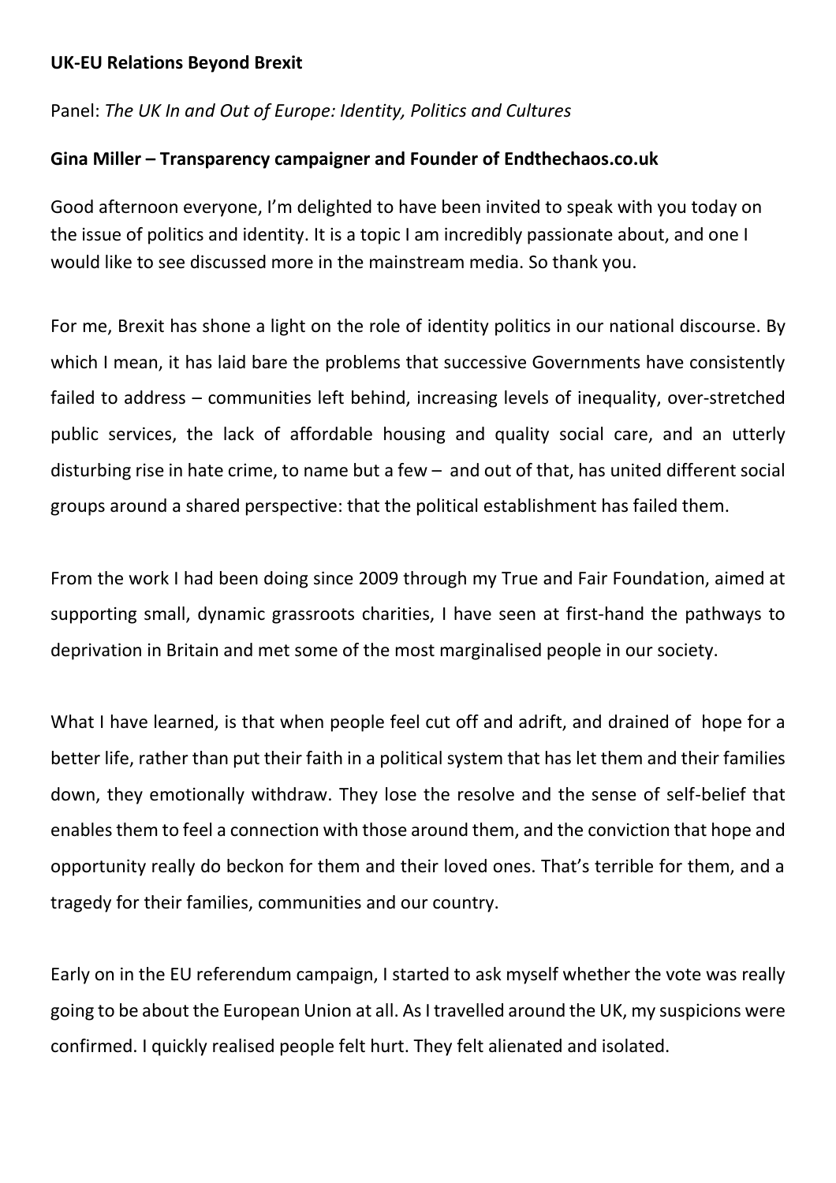**UK-EU Relations Beyond Brexit**

Panel: *The UK In and Out of Europe: Identity, Politics and Cultures*

**Gina Miller – Transparency campaigner and Founder of Endthechaos.co.uk**

Good afternoon everyone, I'm delighted to have been invited to speak with you today on the issue of politics and identity. It is a topic I am incredibly passionate about, and one I would like to see discussed more in the mainstream media. So thank you.

For me, Brexit has shone a light on the role of identity politics in our national discourse. By which I mean, it has laid bare the problems that successive Governments have consistently failed to address – communities left behind, increasing levels of inequality, over-stretched public services, the lack of affordable housing and quality social care, and an utterly disturbing rise in hate crime, to name but a few – and out of that, has united different social groups around a shared perspective: that the political establishment has failed them.

From the work I had been doing since 2009 through my True and Fair Foundation, aimed at supporting small, dynamic grassroots charities, I have seen at first-hand the pathways to deprivation in Britain and met some of the most marginalised people in our society.

What I have learned, is that when people feel cut off and adrift, and drained of hope for a better life, rather than put their faith in a political system that has let them and their families down, they emotionally withdraw. They lose the resolve and the sense of self-belief that enables them to feel a connection with those around them, and the conviction that hope and opportunity really do beckon for them and their loved ones. That's terrible for them, and a tragedy for their families, communities and our country.

Early on in the EU referendum campaign, I started to ask myself whether the vote was really going to be about the European Union at all. As I travelled around the UK, my suspicions were confirmed. I quickly realised people felt hurt. They felt alienated and isolated.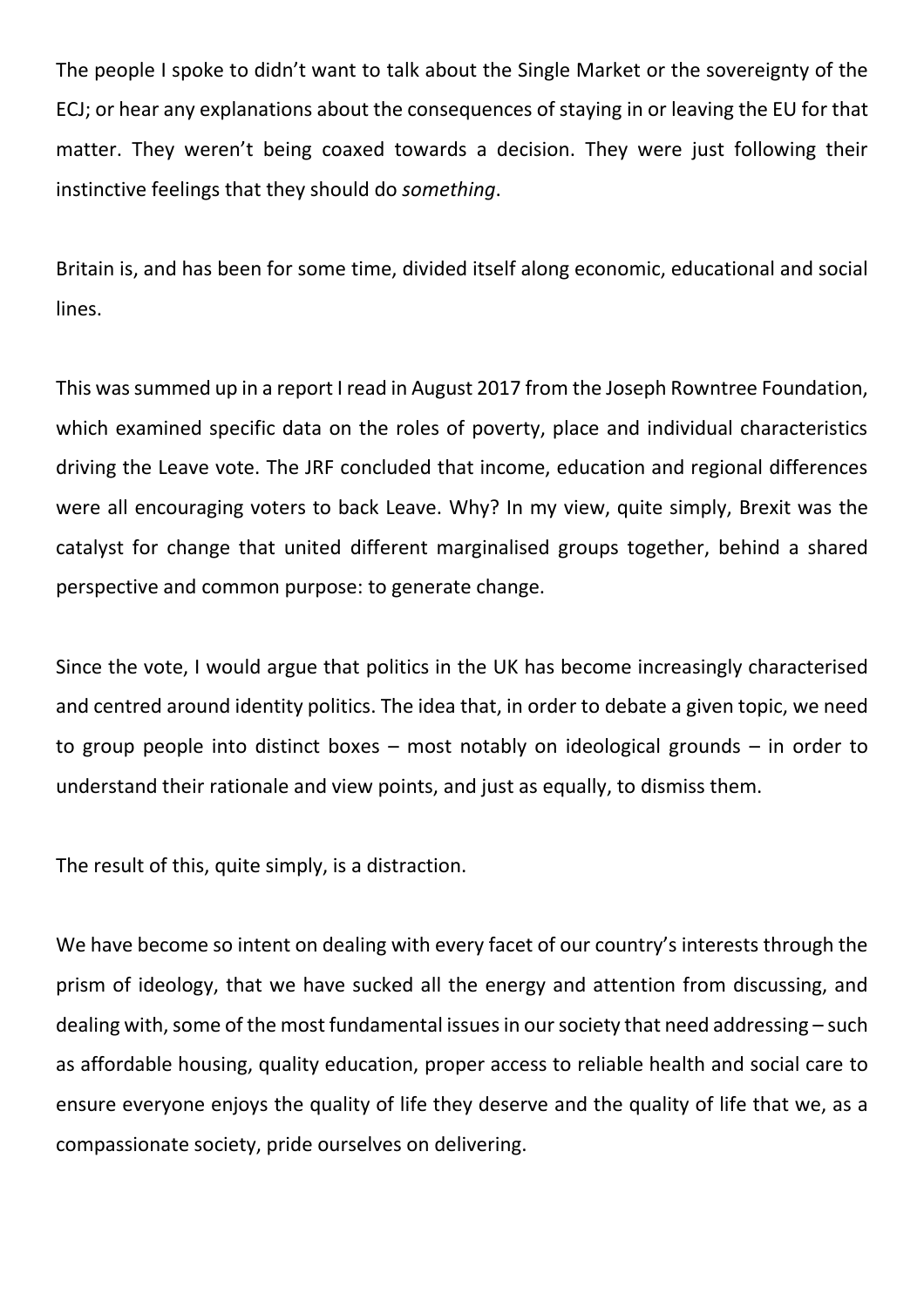The people I spoke to didn't want to talk about the Single Market or the sovereignty of the ECJ; or hear any explanations about the consequences of staying in or leaving the EU for that matter. They weren't being coaxed towards a decision. They were just following their instinctive feelings that they should do *something*.

Britain is, and has been for some time, divided itself along economic, educational and social lines.

This was summed up in a report I read in August 2017 from the Joseph Rowntree Foundation, which examined specific data on the roles of poverty, place and individual characteristics driving the Leave vote. The JRF concluded that income, education and regional differences were all encouraging voters to back Leave. Why? In my view, quite simply, Brexit was the catalyst for change that united different marginalised groups together, behind a shared perspective and common purpose: to generate change.

Since the vote, I would argue that politics in the UK has become increasingly characterised and centred around identity politics. The idea that, in order to debate a given topic, we need to group people into distinct boxes – most notably on ideological grounds – in order to understand their rationale and view points, and just as equally, to dismiss them.

The result of this, quite simply, is a distraction.

We have become so intent on dealing with every facet of our country's interests through the prism of ideology, that we have sucked all the energy and attention from discussing, and dealing with, some of the most fundamental issues in our society that need addressing – such as affordable housing, quality education, proper access to reliable health and social care to ensure everyone enjoys the quality of life they deserve and the quality of life that we, as a compassionate society, pride ourselves on delivering.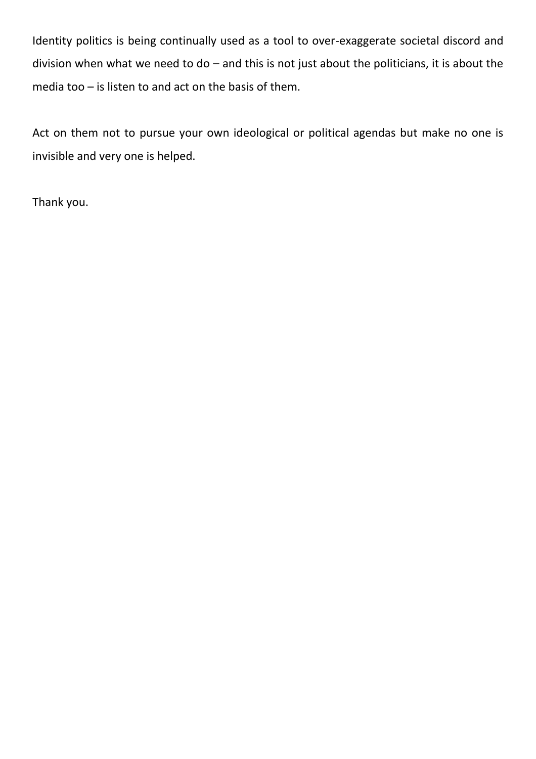Identity politics is being continually used as a tool to over-exaggerate societal discord and division when what we need to do – and this is not just about the politicians, it is about the media too – is listen to and act on the basis of them.

Act on them not to pursue your own ideological or political agendas but make no one is invisible and very one is helped.

Thank you.